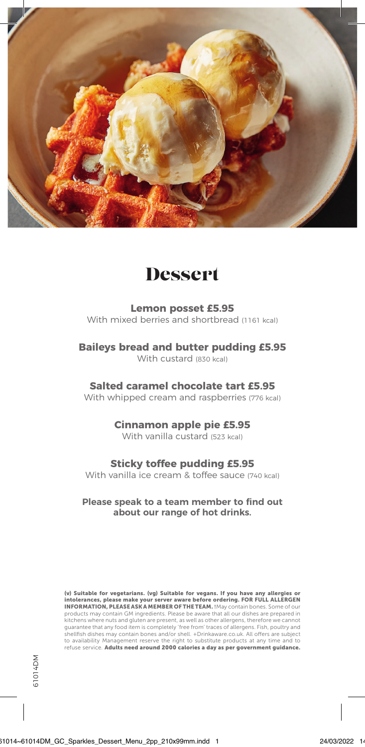# Dessert

**Lemon posset £5.95**
With mixed berries and shortbread (1161 kcal)

**Baileys bread and butter pudding £5.95**
With custard (830 kcal)

**Salted caramel chocolate tart £5.95**
With whipped cream and raspberries (776 kcal)

**Cinnamon apple pie £5.95**
With vanilla custard (523 kcal)

**Sticky toffee pudding £5.95**
With vanilla ice cream & toffee sauce (740 kcal)

**Please speak to a team member to find out about our range of hot drinks.**

**(v) Suitable for vegetarians. (vg) Suitable for vegans. If you have any allergies or intolerances, please make your server aware before ordering. FOR FULL ALLERGEN INFORMATION, PLEASE ASK A MEMBER OF THE TEAM.** †May contain bones. Some of our products may contain GM ingredients. Please be aware that all our dishes are prepared in kitchens where nuts and gluten are present, as well as other allergens, therefore we cannot guarantee that any food item is completely 'free from' traces of allergens. Fish, poultry and shellfish dishes may contain bones and/or shell. +Drinkaware.co.uk. All offers are subject to availability Management reserve the right to substitute products at any time and to refuse service. **Adults need around 2000 calories a day as per government guidance.**

61014DM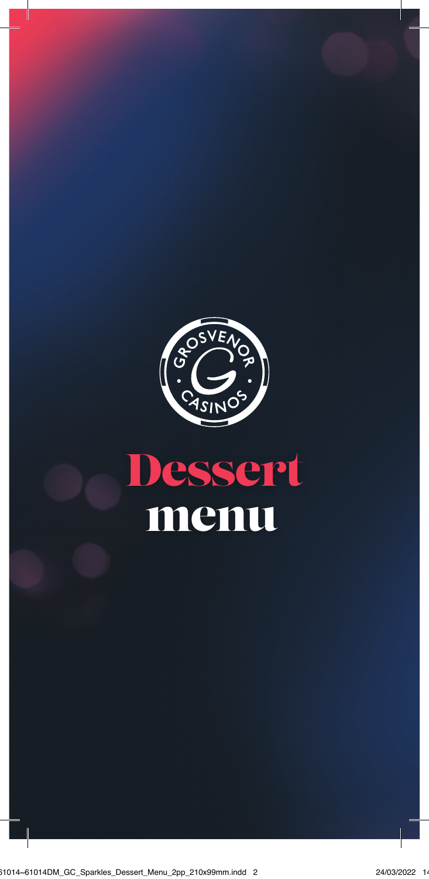GROSVENOR CASINOS

# Dessert menu